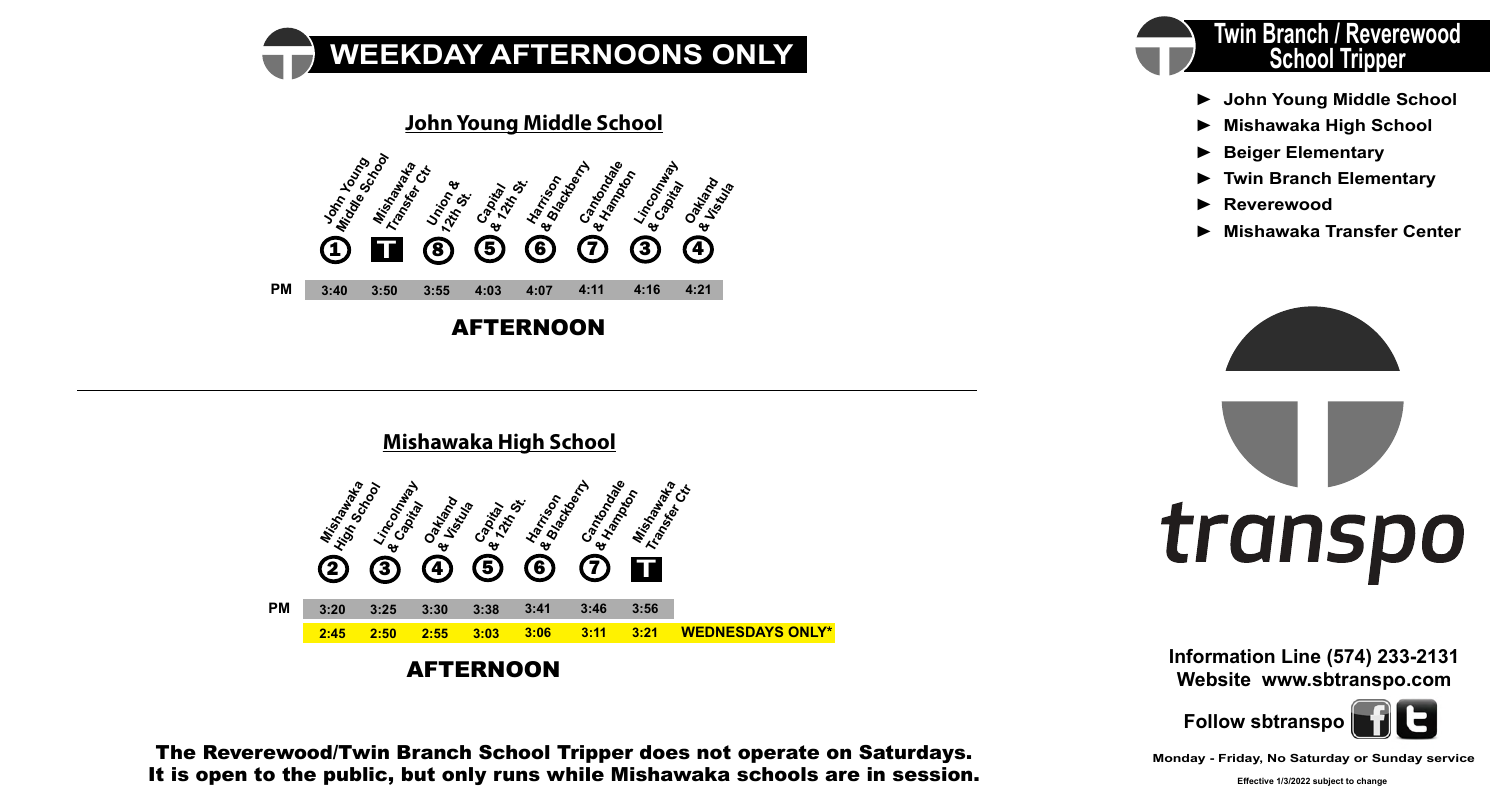# WEEKDAY AFTERNOONS ONLY

## John Young Middle School

| | John Young Middle School (1) | Mishawaka Transfer Ctr (T) | Union & 12th St. (8) | Capital & 12th St. (5) | Harrison & Blackberry (6) | Cantondale & Hampton (7) | Lincolnway & Capital (3) | Oakland & Vistula (4) |
|---|---|---|---|---|---|---|---|---|
| PM | 3:40 | 3:50 | 3:55 | 4:03 | 4:07 | 4:11 | 4:16 | 4:21 |

AFTERNOON

## Mishawaka High School

| | Mishawaka High School (2) | Lincolnway & Capital (3) | Oakland & Vistula (4) | Capital & 12th St. (5) | Harrison & Blackberry (6) | Cantondale & Hampton (7) | Mishawaka Transfer Ctr (T) | |
|---|---|---|---|---|---|---|---|---|
| PM | 3:20 | 3:25 | 3:30 | 3:38 | 3:41 | 3:46 | 3:56 | |
| | 2:45 | 2:50 | 2:55 | 3:03 | 3:06 | 3:11 | 3:21 | WEDNESDAYS ONLY* |

AFTERNOON

**The Reverewood/Twin Branch School Tripper does not operate on Saturdays. It is open to the public, but only runs while Mishawaka schools are in session.**

# Twin Branch / Reverewood School Tripper

- ► John Young Middle School
- ► Mishawaka High School
- ► Beiger Elementary
- ► Twin Branch Elementary
- ► Reverewood
- ► Mishawaka Transfer Center

transpo

**Information Line (574) 233-2131**
**Website www.sbtranspo.com**

**Follow sbtranspo**

**Monday - Friday, No Saturday or Sunday service**

**Effective 1/3/2022 subject to change**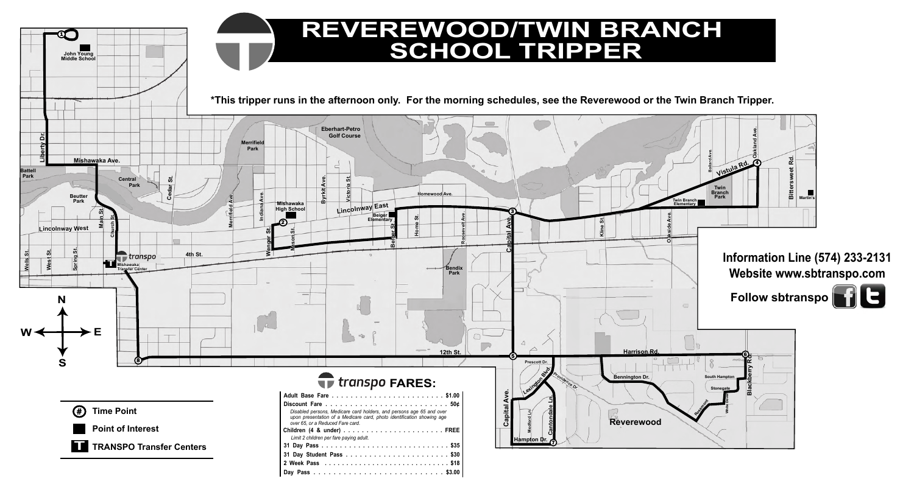# REVEREWOOD/TWIN BRANCH SCHOOL TRIPPER

*This tripper runs in the afternoon only. For the morning schedules, see the Reverewood or the Twin Branch Tripper.

**Information Line (574) 233-2131**
**Website www.sbtranspo.com**
**Follow sbtranspo**

- (#) Time Point
- Point of Interest
- TRANSPO Transfer Centers

## transpo FARES:

| | |
|---|---|
| Adult Base Fare | $1.00 |
| Discount Fare | 50¢ |
| *Disabled persons, Medicare card holders, and persons age 65 and over upon presentation of a Medicare card, photo identification showing age over 65, or a Reduced Fare card.* | |
| Children (4 & under) | FREE |
| *Limit 2 children per fare paying adult.* | |
| 31 Day Pass | $35 |
| 31 Day Student Pass | $30 |
| 2 Week Pass | $18 |
| Day Pass | $3.00 |